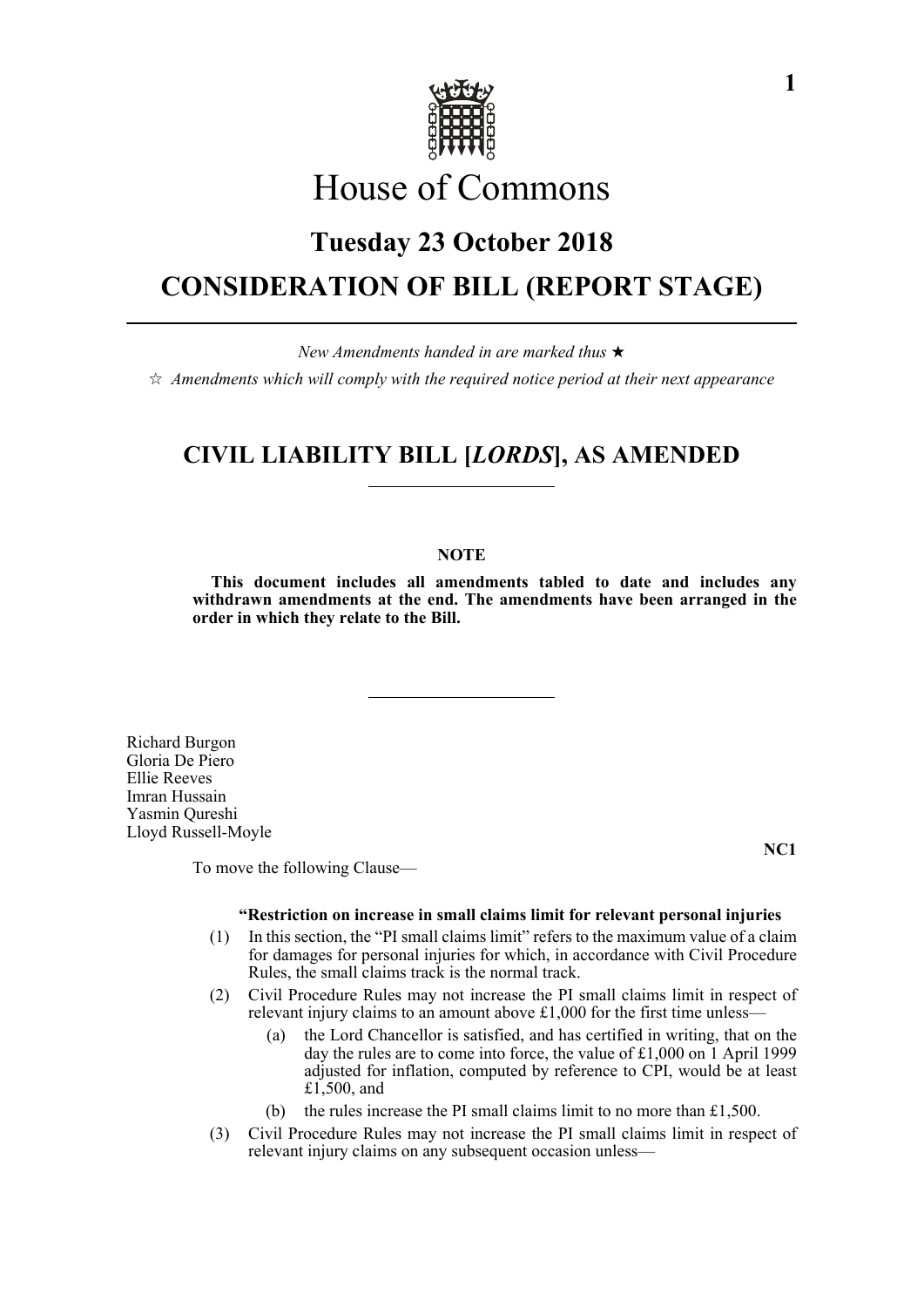# House of Commons

## Tuesday 23 October 2018

## CONSIDERATION OF BILL (REPORT STAGE)

*New Amendments handed in are marked thus* ★

☆ *Amendments which will comply with the required notice period at their next appearance*

## CIVIL LIABILITY BILL [*LORDS*], AS AMENDED

**NOTE**

**This document includes all amendments tabled to date and includes any withdrawn amendments at the end. The amendments have been arranged in the order in which they relate to the Bill.**

Richard Burgon
Gloria De Piero
Ellie Reeves
Imran Hussain
Yasmin Qureshi
Lloyd Russell-Moyle

**NC1**

To move the following Clause—

**"Restriction on increase in small claims limit for relevant personal injuries**

(1) In this section, the "PI small claims limit" refers to the maximum value of a claim for damages for personal injuries for which, in accordance with Civil Procedure Rules, the small claims track is the normal track.

(2) Civil Procedure Rules may not increase the PI small claims limit in respect of relevant injury claims to an amount above £1,000 for the first time unless—

(a) the Lord Chancellor is satisfied, and has certified in writing, that on the day the rules are to come into force, the value of £1,000 on 1 April 1999 adjusted for inflation, computed by reference to CPI, would be at least £1,500, and

(b) the rules increase the PI small claims limit to no more than £1,500.

(3) Civil Procedure Rules may not increase the PI small claims limit in respect of relevant injury claims on any subsequent occasion unless—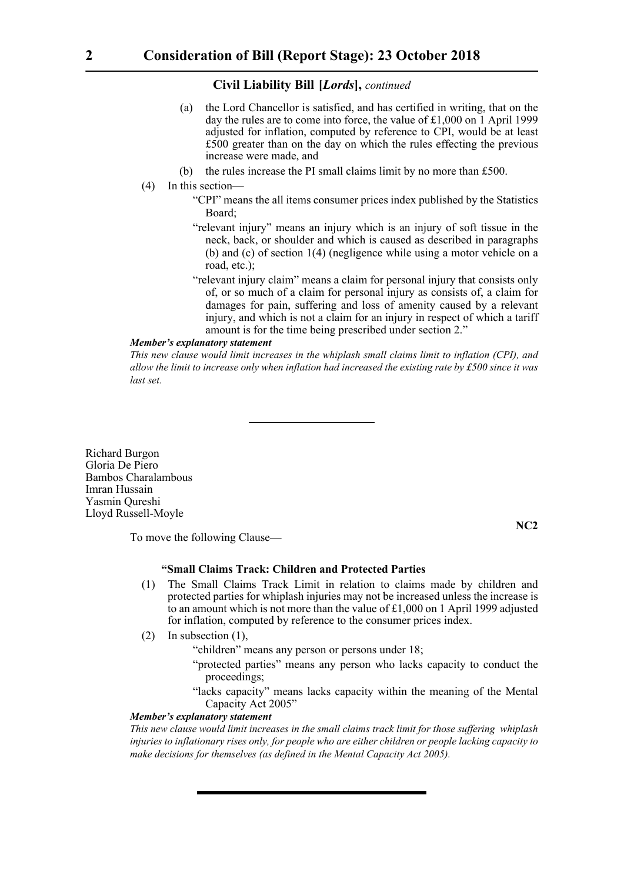**Civil Liability Bill [*Lords*],** *continued*

(a) the Lord Chancellor is satisfied, and has certified in writing, that on the day the rules are to come into force, the value of £1,000 on 1 April 1999 adjusted for inflation, computed by reference to CPI, would be at least £500 greater than on the day on which the rules effecting the previous increase were made, and

(b) the rules increase the PI small claims limit by no more than £500.

(4) In this section—

"CPI" means the all items consumer prices index published by the Statistics Board;

"relevant injury" means an injury which is an injury of soft tissue in the neck, back, or shoulder and which is caused as described in paragraphs (b) and (c) of section 1(4) (negligence while using a motor vehicle on a road, etc.);

"relevant injury claim" means a claim for personal injury that consists only of, or so much of a claim for personal injury as consists of, a claim for damages for pain, suffering and loss of amenity caused by a relevant injury, and which is not a claim for an injury in respect of which a tariff amount is for the time being prescribed under section 2."

***Member's explanatory statement***

*This new clause would limit increases in the whiplash small claims limit to inflation (CPI), and allow the limit to increase only when inflation had increased the existing rate by £500 since it was last set.*

---

Richard Burgon
Gloria De Piero
Bambos Charalambous
Imran Hussain
Yasmin Qureshi
Lloyd Russell-Moyle

**NC2**

To move the following Clause—

**"Small Claims Track: Children and Protected Parties**

(1) The Small Claims Track Limit in relation to claims made by children and protected parties for whiplash injuries may not be increased unless the increase is to an amount which is not more than the value of £1,000 on 1 April 1999 adjusted for inflation, computed by reference to the consumer prices index.

(2) In subsection (1),

"children" means any person or persons under 18;

"protected parties" means any person who lacks capacity to conduct the proceedings;

"lacks capacity" means lacks capacity within the meaning of the Mental Capacity Act 2005"

***Member's explanatory statement***

*This new clause would limit increases in the small claims track limit for those suffering whiplash injuries to inflationary rises only, for people who are either children or people lacking capacity to make decisions for themselves (as defined in the Mental Capacity Act 2005).*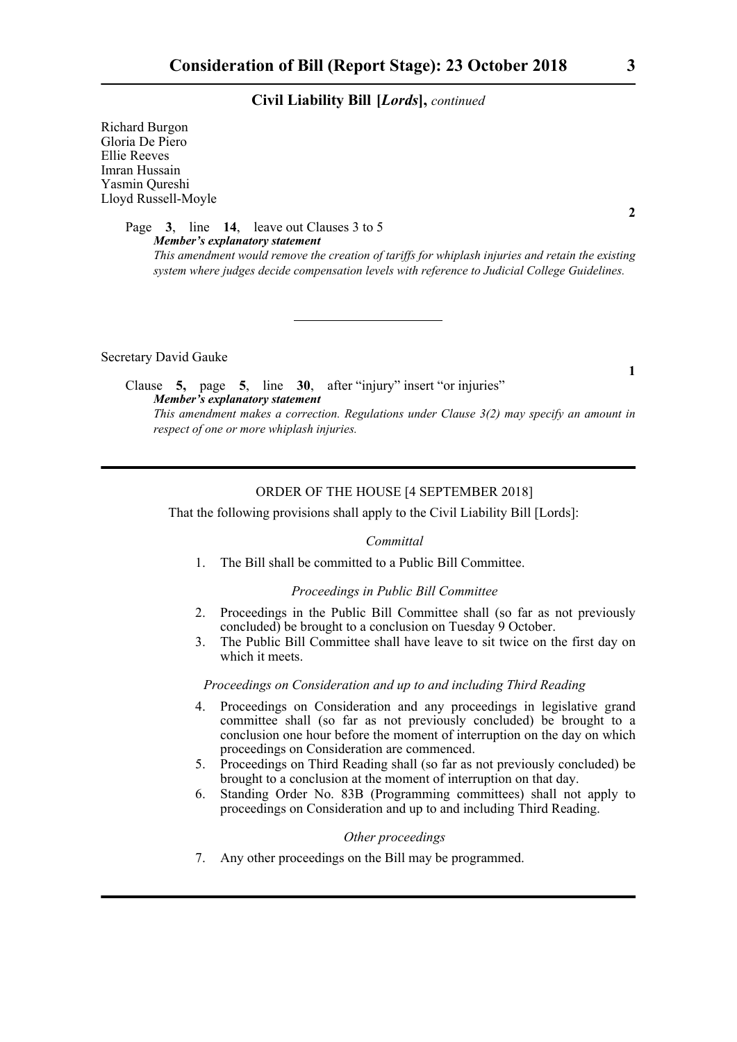## Civil Liability Bill [*Lords*], *continued*

Richard Burgon
Gloria De Piero
Ellie Reeves
Imran Hussain
Yasmin Qureshi
Lloyd Russell-Moyle

**2**

Page **3**, line **14**, leave out Clauses 3 to 5

***Member's explanatory statement***

*This amendment would remove the creation of tariffs for whiplash injuries and retain the existing system where judges decide compensation levels with reference to Judicial College Guidelines.*

---

Secretary David Gauke

**1**

Clause **5,** page **5**, line **30**, after "injury" insert "or injuries"

***Member's explanatory statement***

*This amendment makes a correction. Regulations under Clause 3(2) may specify an amount in respect of one or more whiplash injuries.*

---

### ORDER OF THE HOUSE [4 SEPTEMBER 2018]

That the following provisions shall apply to the Civil Liability Bill [Lords]:

*Committal*

1. The Bill shall be committed to a Public Bill Committee.

*Proceedings in Public Bill Committee*

2. Proceedings in the Public Bill Committee shall (so far as not previously concluded) be brought to a conclusion on Tuesday 9 October.
3. The Public Bill Committee shall have leave to sit twice on the first day on which it meets.

*Proceedings on Consideration and up to and including Third Reading*

4. Proceedings on Consideration and any proceedings in legislative grand committee shall (so far as not previously concluded) be brought to a conclusion one hour before the moment of interruption on the day on which proceedings on Consideration are commenced.
5. Proceedings on Third Reading shall (so far as not previously concluded) be brought to a conclusion at the moment of interruption on that day.
6. Standing Order No. 83B (Programming committees) shall not apply to proceedings on Consideration and up to and including Third Reading.

*Other proceedings*

7. Any other proceedings on the Bill may be programmed.